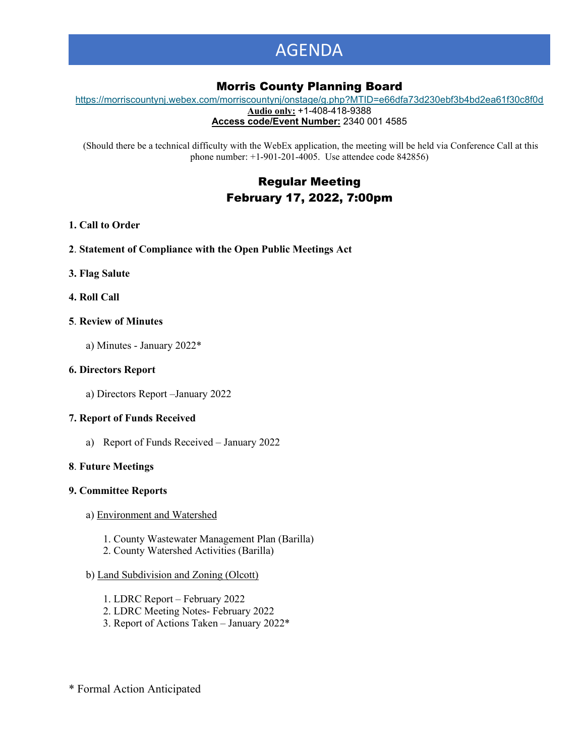# AGENDA

## Morris County Planning Board

https://morriscountynj.webex.com/morriscountynj/onstage/g.php?MTID=e66dfa73d230ebf3b4bd2ea61f30c8f0d

**Audio only:** +1-408-418-9388

**Access code/Event Number:** 2340 001 4585

(Should there be a technical difficulty with the WebEx application, the meeting will be held via Conference Call at this phone number: +1-901-201-4005. Use attendee code 842856)

## Regular Meeting
## February 17, 2022, 7:00pm

**1. Call to Order**

**2. Statement of Compliance with the Open Public Meetings Act**

**3. Flag Salute**

**4. Roll Call**

**5. Review of Minutes**

a) Minutes - January 2022*

**6. Directors Report**

a) Directors Report –January 2022

**7. Report of Funds Received**

a) Report of Funds Received – January 2022

**8. Future Meetings**

**9. Committee Reports**

a) Environment and Watershed

1. County Wastewater Management Plan (Barilla)
2. County Watershed Activities (Barilla)

b) Land Subdivision and Zoning (Olcott)

1. LDRC Report – February 2022
2. LDRC Meeting Notes- February 2022
3. Report of Actions Taken – January 2022*

\* Formal Action Anticipated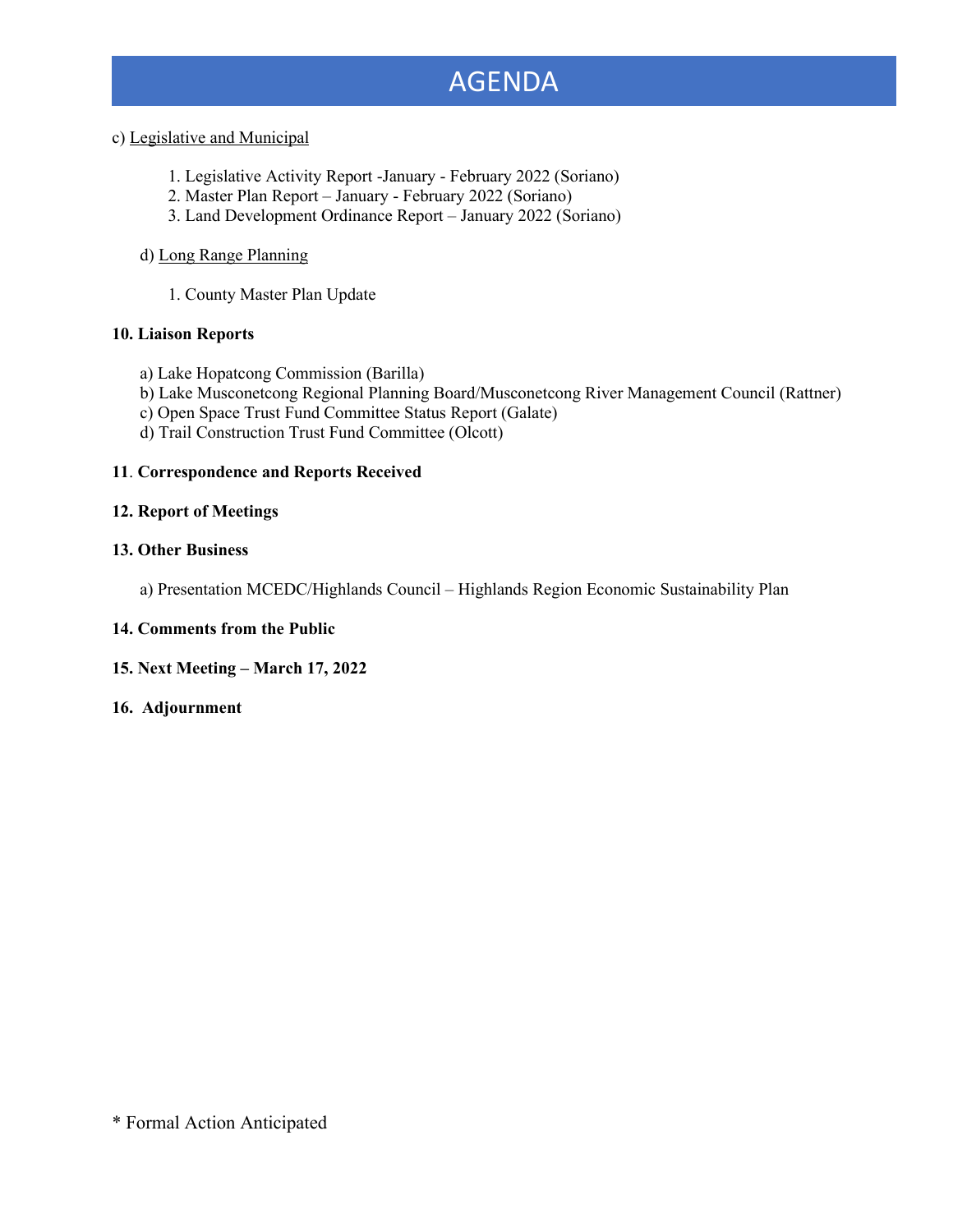# AGENDA

c) Legislative and Municipal

1. Legislative Activity Report -January - February 2022 (Soriano)
2. Master Plan Report – January - February 2022 (Soriano)
3. Land Development Ordinance Report – January 2022 (Soriano)

d) Long Range Planning

1. County Master Plan Update

**10. Liaison Reports**

a) Lake Hopatcong Commission (Barilla)
b) Lake Musconetcong Regional Planning Board/Musconetcong River Management Council (Rattner)
c) Open Space Trust Fund Committee Status Report (Galate)
d) Trail Construction Trust Fund Committee (Olcott)

**11. Correspondence and Reports Received**

**12. Report of Meetings**

**13. Other Business**

a) Presentation MCEDC/Highlands Council – Highlands Region Economic Sustainability Plan

**14. Comments from the Public**

**15. Next Meeting – March 17, 2022**

**16. Adjournment**

\* Formal Action Anticipated